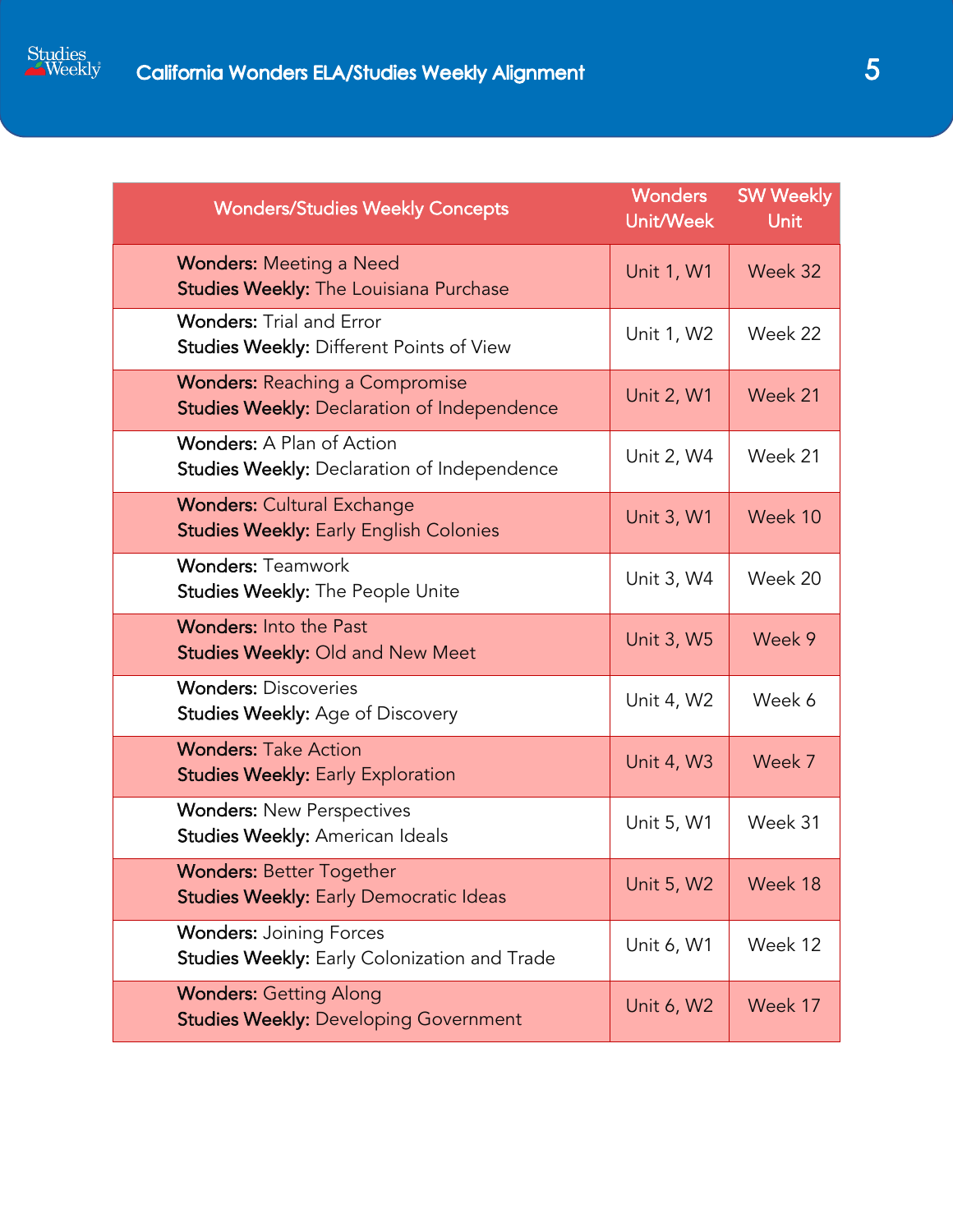| Wonders/Studies Weekly Concepts | Wonders Unit/Week | SW Weekly Unit |
|---|---|---|
| **Wonders:** Meeting a Need<br>**Studies Weekly:** The Louisiana Purchase | Unit 1, W1 | Week 32 |
| **Wonders:** Trial and Error<br>**Studies Weekly:** Different Points of View | Unit 1, W2 | Week 22 |
| **Wonders:** Reaching a Compromise<br>**Studies Weekly:** Declaration of Independence | Unit 2, W1 | Week 21 |
| **Wonders:** A Plan of Action<br>**Studies Weekly:** Declaration of Independence | Unit 2, W4 | Week 21 |
| **Wonders:** Cultural Exchange<br>**Studies Weekly:** Early English Colonies | Unit 3, W1 | Week 10 |
| **Wonders:** Teamwork<br>**Studies Weekly:** The People Unite | Unit 3, W4 | Week 20 |
| **Wonders:** Into the Past<br>**Studies Weekly:** Old and New Meet | Unit 3, W5 | Week 9 |
| **Wonders:** Discoveries<br>**Studies Weekly:** Age of Discovery | Unit 4, W2 | Week 6 |
| **Wonders:** Take Action<br>**Studies Weekly:** Early Exploration | Unit 4, W3 | Week 7 |
| **Wonders:** New Perspectives<br>**Studies Weekly:** American Ideals | Unit 5, W1 | Week 31 |
| **Wonders:** Better Together<br>**Studies Weekly:** Early Democratic Ideas | Unit 5, W2 | Week 18 |
| **Wonders:** Joining Forces<br>**Studies Weekly:** Early Colonization and Trade | Unit 6, W1 | Week 12 |
| **Wonders:** Getting Along<br>**Studies Weekly:** Developing Government | Unit 6, W2 | Week 17 |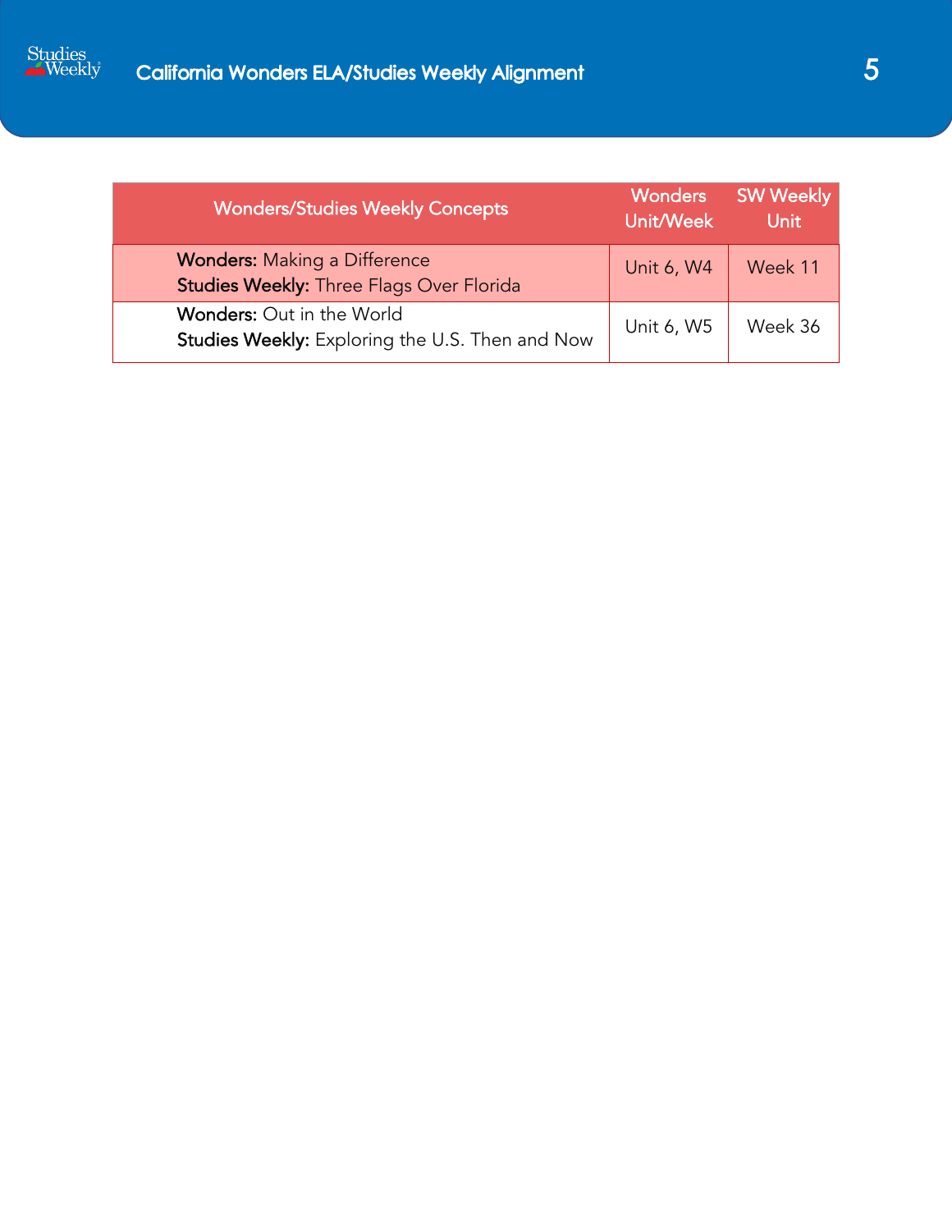| Wonders/Studies Weekly Concepts | Wonders Unit/Week | SW Weekly Unit |
|---|---|---|
| **Wonders:** Making a Difference<br>**Studies Weekly:** Three Flags Over Florida | Unit 6, W4 | Week 11 |
| **Wonders:** Out in the World<br>**Studies Weekly:** Exploring the U.S. Then and Now | Unit 6, W5 | Week 36 |